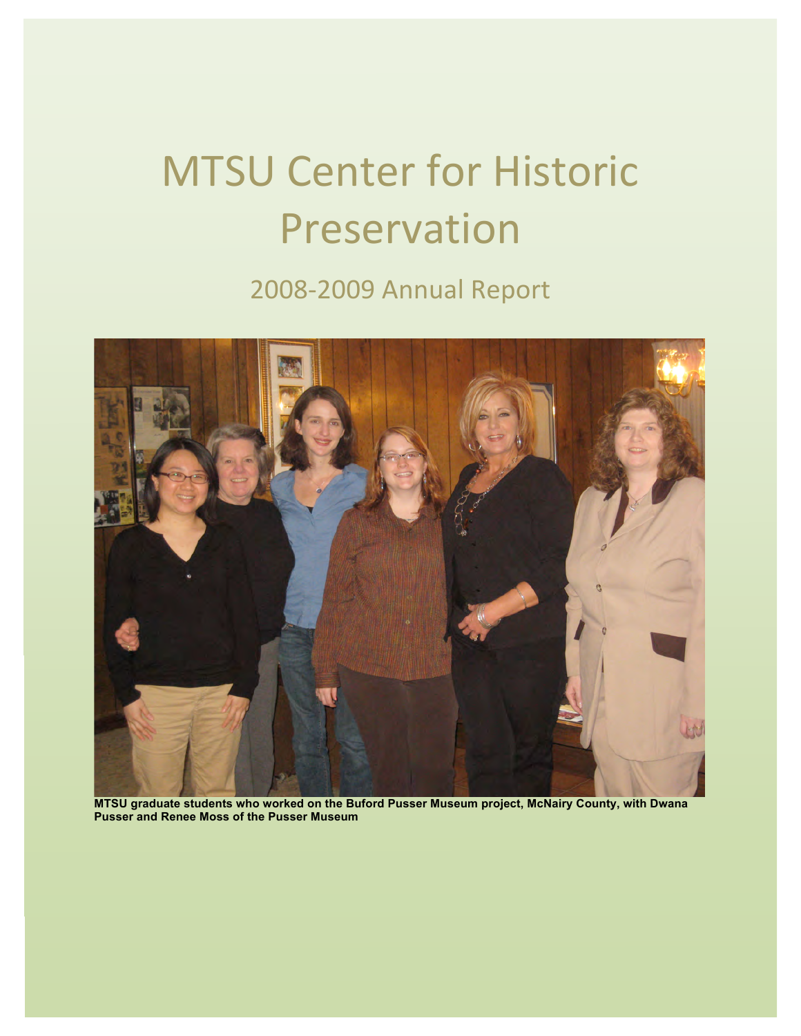# MTSU Center for Historic Preservation

## 2008-2009 Annual Report

**MTSU graduate students who worked on the Buford Pusser Museum project, McNairy County, with Dwana Pusser and Renee Moss of the Pusser Museum**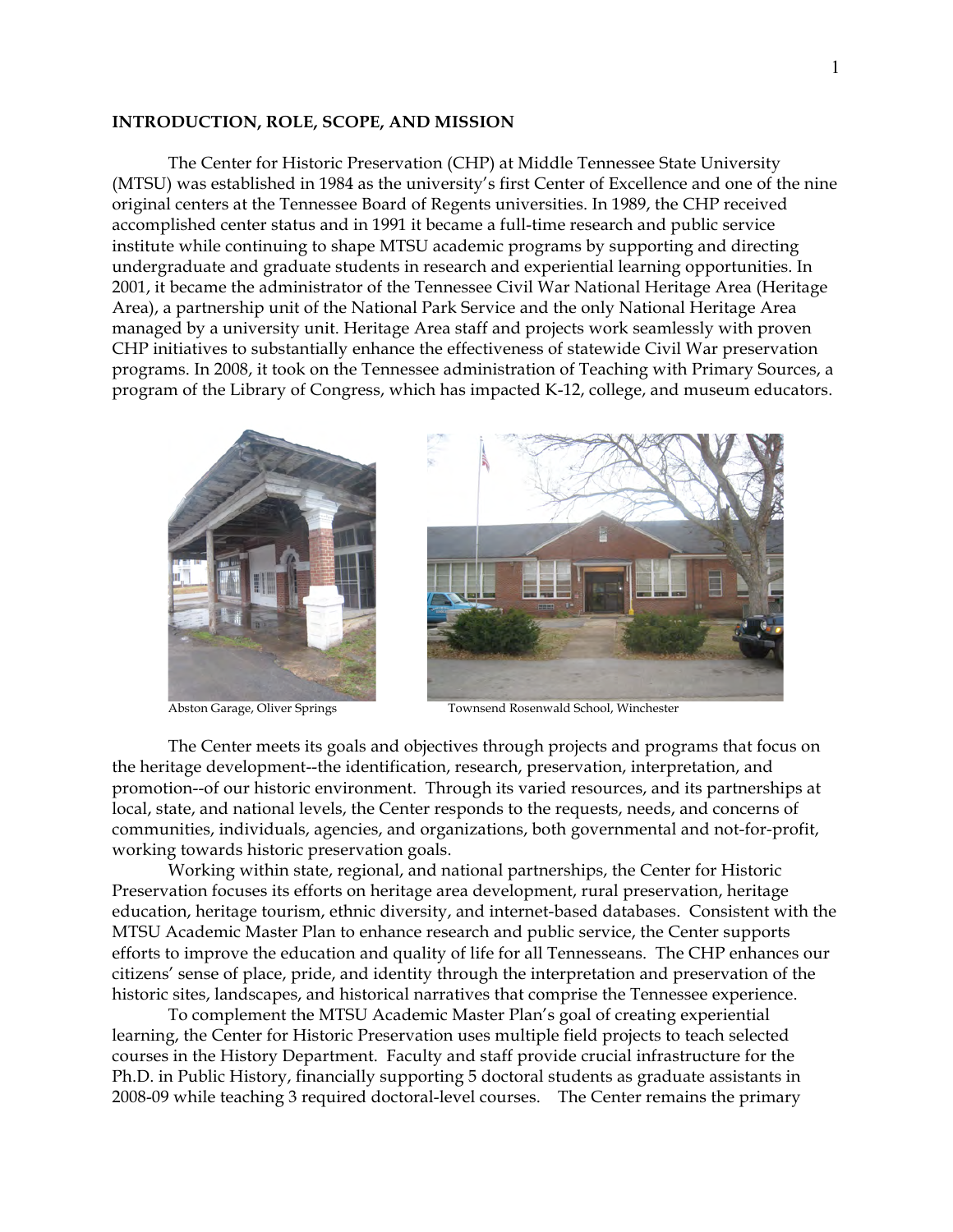## INTRODUCTION, ROLE, SCOPE, AND MISSION

The Center for Historic Preservation (CHP) at Middle Tennessee State University (MTSU) was established in 1984 as the university's first Center of Excellence and one of the nine original centers at the Tennessee Board of Regents universities. In 1989, the CHP received accomplished center status and in 1991 it became a full-time research and public service institute while continuing to shape MTSU academic programs by supporting and directing undergraduate and graduate students in research and experiential learning opportunities. In 2001, it became the administrator of the Tennessee Civil War National Heritage Area (Heritage Area), a partnership unit of the National Park Service and the only National Heritage Area managed by a university unit. Heritage Area staff and projects work seamlessly with proven CHP initiatives to substantially enhance the effectiveness of statewide Civil War preservation programs. In 2008, it took on the Tennessee administration of Teaching with Primary Sources, a program of the Library of Congress, which has impacted K-12, college, and museum educators.

Abston Garage, Oliver Springs

Townsend Rosenwald School, Winchester

The Center meets its goals and objectives through projects and programs that focus on the heritage development--the identification, research, preservation, interpretation, and promotion--of our historic environment. Through its varied resources, and its partnerships at local, state, and national levels, the Center responds to the requests, needs, and concerns of communities, individuals, agencies, and organizations, both governmental and not-for-profit, working towards historic preservation goals.

Working within state, regional, and national partnerships, the Center for Historic Preservation focuses its efforts on heritage area development, rural preservation, heritage education, heritage tourism, ethnic diversity, and internet-based databases. Consistent with the MTSU Academic Master Plan to enhance research and public service, the Center supports efforts to improve the education and quality of life for all Tennesseans. The CHP enhances our citizens' sense of place, pride, and identity through the interpretation and preservation of the historic sites, landscapes, and historical narratives that comprise the Tennessee experience.

To complement the MTSU Academic Master Plan's goal of creating experiential learning, the Center for Historic Preservation uses multiple field projects to teach selected courses in the History Department. Faculty and staff provide crucial infrastructure for the Ph.D. in Public History, financially supporting 5 doctoral students as graduate assistants in 2008-09 while teaching 3 required doctoral-level courses. The Center remains the primary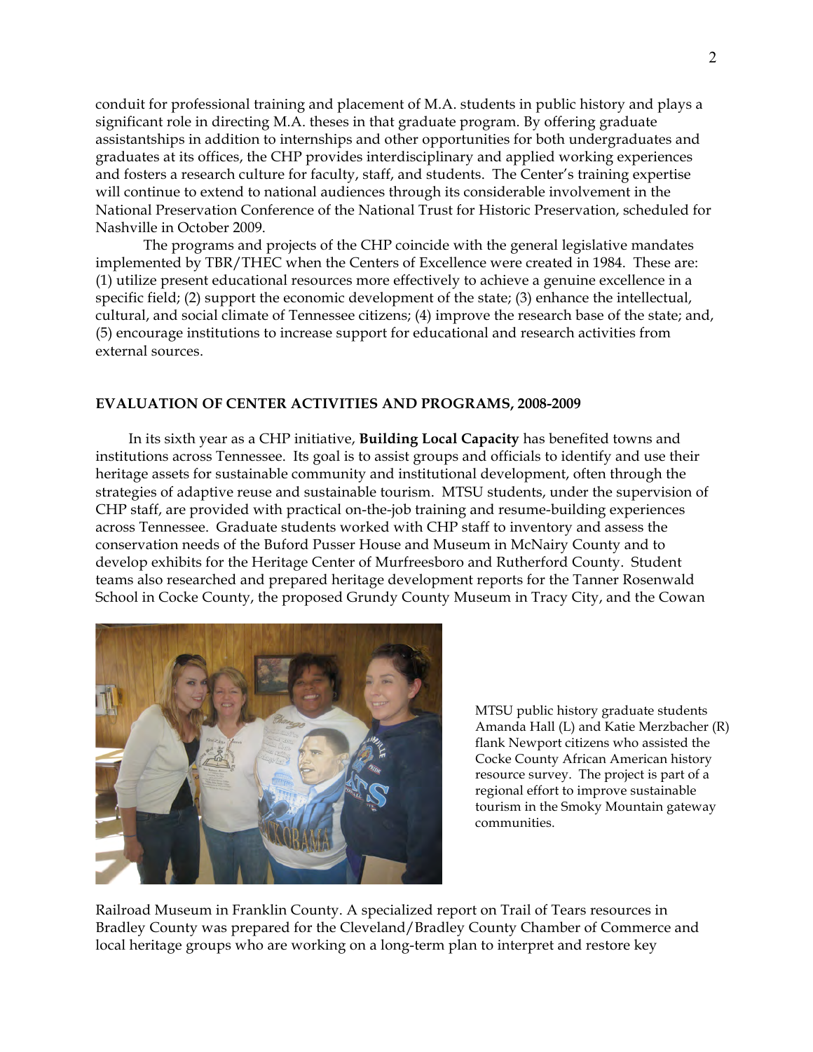conduit for professional training and placement of M.A. students in public history and plays a significant role in directing M.A. theses in that graduate program. By offering graduate assistantships in addition to internships and other opportunities for both undergraduates and graduates at its offices, the CHP provides interdisciplinary and applied working experiences and fosters a research culture for faculty, staff, and students. The Center's training expertise will continue to extend to national audiences through its considerable involvement in the National Preservation Conference of the National Trust for Historic Preservation, scheduled for Nashville in October 2009.

The programs and projects of the CHP coincide with the general legislative mandates implemented by TBR/THEC when the Centers of Excellence were created in 1984. These are: (1) utilize present educational resources more effectively to achieve a genuine excellence in a specific field; (2) support the economic development of the state; (3) enhance the intellectual, cultural, and social climate of Tennessee citizens; (4) improve the research base of the state; and, (5) encourage institutions to increase support for educational and research activities from external sources.

### EVALUATION OF CENTER ACTIVITIES AND PROGRAMS, 2008-2009

In its sixth year as a CHP initiative, **Building Local Capacity** has benefited towns and institutions across Tennessee. Its goal is to assist groups and officials to identify and use their heritage assets for sustainable community and institutional development, often through the strategies of adaptive reuse and sustainable tourism. MTSU students, under the supervision of CHP staff, are provided with practical on-the-job training and resume-building experiences across Tennessee. Graduate students worked with CHP staff to inventory and assess the conservation needs of the Buford Pusser House and Museum in McNairy County and to develop exhibits for the Heritage Center of Murfreesboro and Rutherford County. Student teams also researched and prepared heritage development reports for the Tanner Rosenwald School in Cocke County, the proposed Grundy County Museum in Tracy City, and the Cowan Railroad Museum in Franklin County. A specialized report on Trail of Tears resources in Bradley County was prepared for the Cleveland/Bradley County Chamber of Commerce and local heritage groups who are working on a long-term plan to interpret and restore key

MTSU public history graduate students Amanda Hall (L) and Katie Merzbacher (R) flank Newport citizens who assisted the Cocke County African American history resource survey. The project is part of a regional effort to improve sustainable tourism in the Smoky Mountain gateway communities.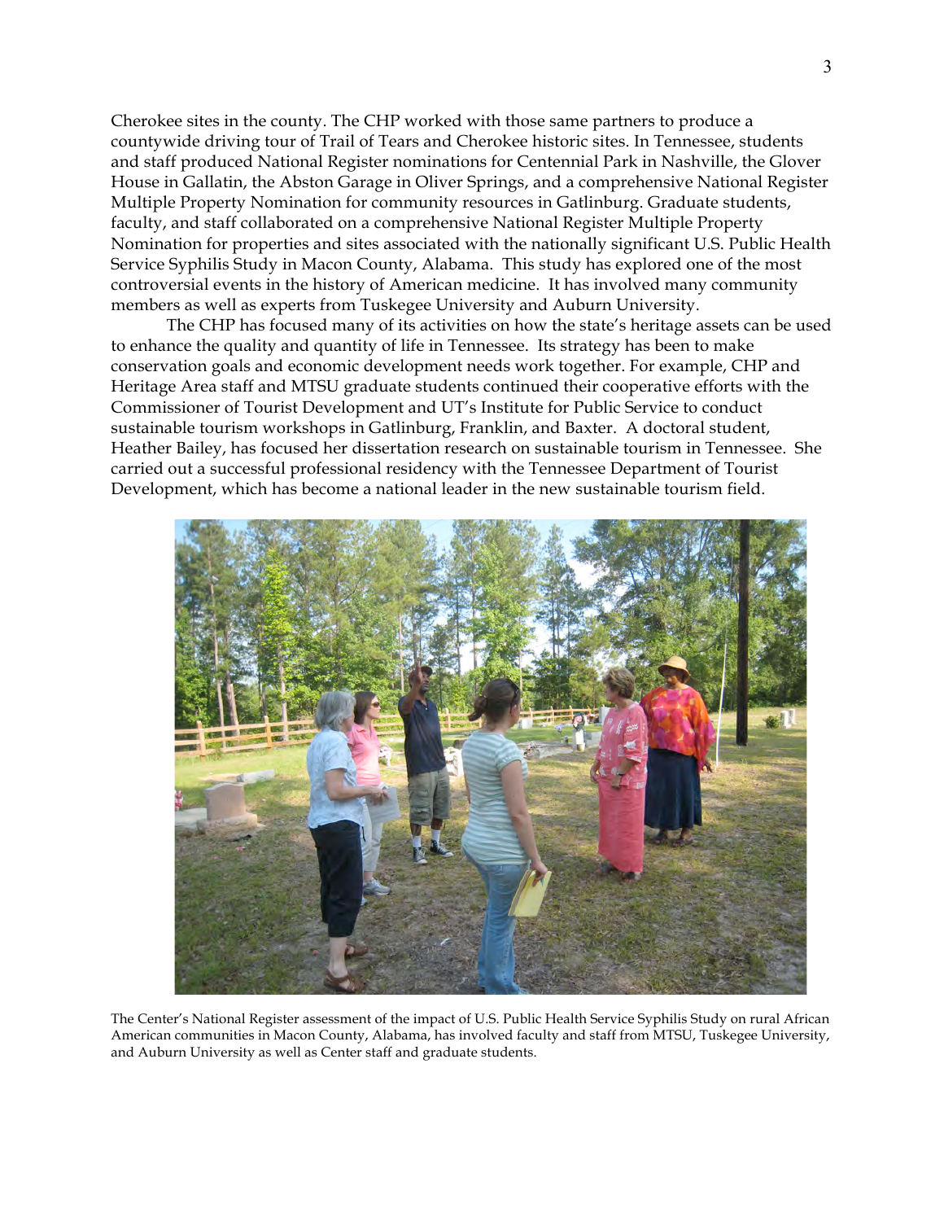Cherokee sites in the county. The CHP worked with those same partners to produce a countywide driving tour of Trail of Tears and Cherokee historic sites. In Tennessee, students and staff produced National Register nominations for Centennial Park in Nashville, the Glover House in Gallatin, the Abston Garage in Oliver Springs, and a comprehensive National Register Multiple Property Nomination for community resources in Gatlinburg. Graduate students, faculty, and staff collaborated on a comprehensive National Register Multiple Property Nomination for properties and sites associated with the nationally significant U.S. Public Health Service Syphilis Study in Macon County, Alabama. This study has explored one of the most controversial events in the history of American medicine. It has involved many community members as well as experts from Tuskegee University and Auburn University.

The CHP has focused many of its activities on how the state's heritage assets can be used to enhance the quality and quantity of life in Tennessee. Its strategy has been to make conservation goals and economic development needs work together. For example, CHP and Heritage Area staff and MTSU graduate students continued their cooperative efforts with the Commissioner of Tourist Development and UT's Institute for Public Service to conduct sustainable tourism workshops in Gatlinburg, Franklin, and Baxter. A doctoral student, Heather Bailey, has focused her dissertation research on sustainable tourism in Tennessee. She carried out a successful professional residency with the Tennessee Department of Tourist Development, which has become a national leader in the new sustainable tourism field.

The Center's National Register assessment of the impact of U.S. Public Health Service Syphilis Study on rural African American communities in Macon County, Alabama, has involved faculty and staff from MTSU, Tuskegee University, and Auburn University as well as Center staff and graduate students.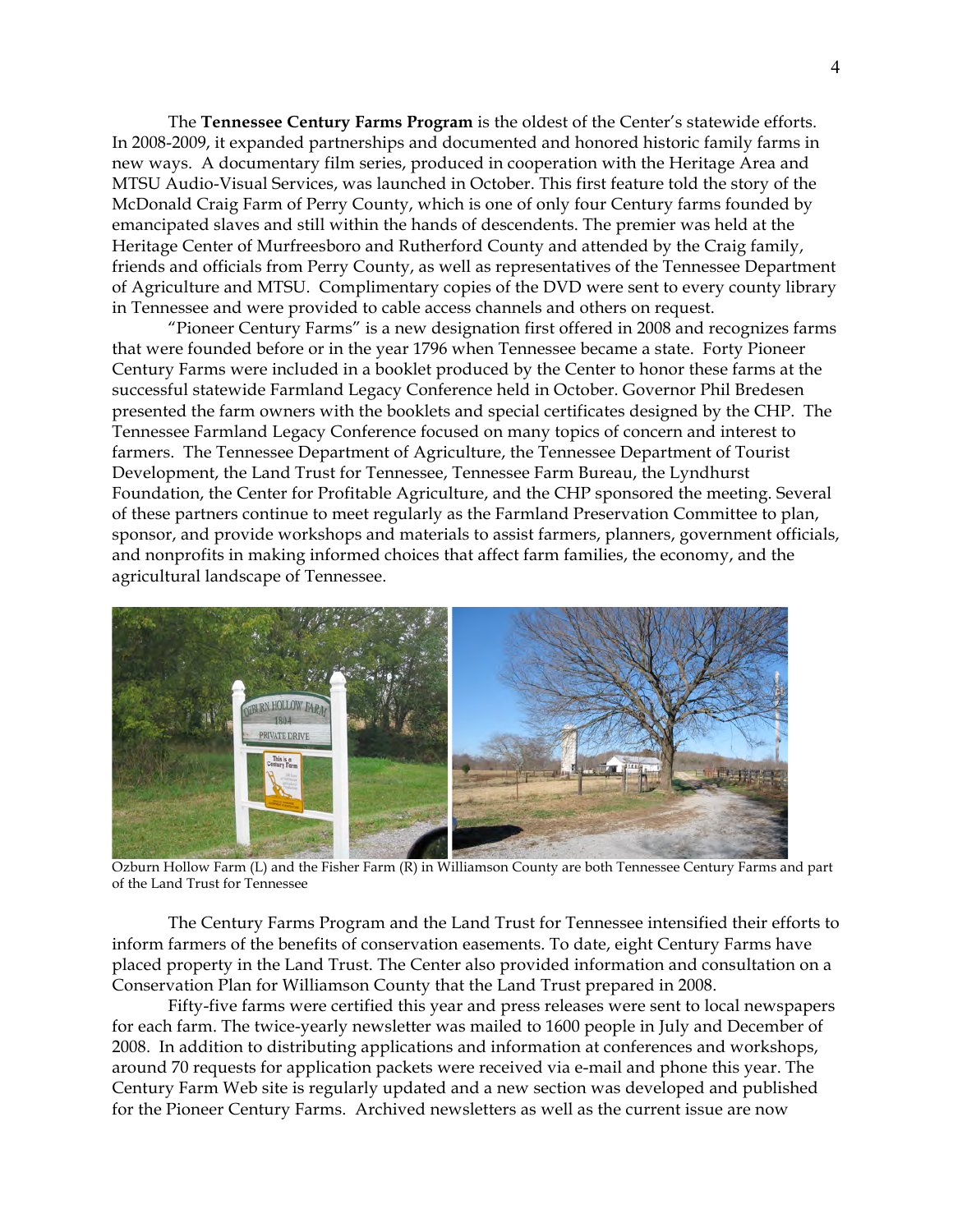The **Tennessee Century Farms Program** is the oldest of the Center's statewide efforts. In 2008-2009, it expanded partnerships and documented and honored historic family farms in new ways. A documentary film series, produced in cooperation with the Heritage Area and MTSU Audio-Visual Services, was launched in October. This first feature told the story of the McDonald Craig Farm of Perry County, which is one of only four Century farms founded by emancipated slaves and still within the hands of descendents. The premier was held at the Heritage Center of Murfreesboro and Rutherford County and attended by the Craig family, friends and officials from Perry County, as well as representatives of the Tennessee Department of Agriculture and MTSU. Complimentary copies of the DVD were sent to every county library in Tennessee and were provided to cable access channels and others on request.

"Pioneer Century Farms" is a new designation first offered in 2008 and recognizes farms that were founded before or in the year 1796 when Tennessee became a state. Forty Pioneer Century Farms were included in a booklet produced by the Center to honor these farms at the successful statewide Farmland Legacy Conference held in October. Governor Phil Bredesen presented the farm owners with the booklets and special certificates designed by the CHP. The Tennessee Farmland Legacy Conference focused on many topics of concern and interest to farmers. The Tennessee Department of Agriculture, the Tennessee Department of Tourist Development, the Land Trust for Tennessee, Tennessee Farm Bureau, the Lyndhurst Foundation, the Center for Profitable Agriculture, and the CHP sponsored the meeting. Several of these partners continue to meet regularly as the Farmland Preservation Committee to plan, sponsor, and provide workshops and materials to assist farmers, planners, government officials, and nonprofits in making informed choices that affect farm families, the economy, and the agricultural landscape of Tennessee.

Ozburn Hollow Farm (L) and the Fisher Farm (R) in Williamson County are both Tennessee Century Farms and part of the Land Trust for Tennessee

The Century Farms Program and the Land Trust for Tennessee intensified their efforts to inform farmers of the benefits of conservation easements. To date, eight Century Farms have placed property in the Land Trust. The Center also provided information and consultation on a Conservation Plan for Williamson County that the Land Trust prepared in 2008.

Fifty-five farms were certified this year and press releases were sent to local newspapers for each farm. The twice-yearly newsletter was mailed to 1600 people in July and December of 2008. In addition to distributing applications and information at conferences and workshops, around 70 requests for application packets were received via e-mail and phone this year. The Century Farm Web site is regularly updated and a new section was developed and published for the Pioneer Century Farms. Archived newsletters as well as the current issue are now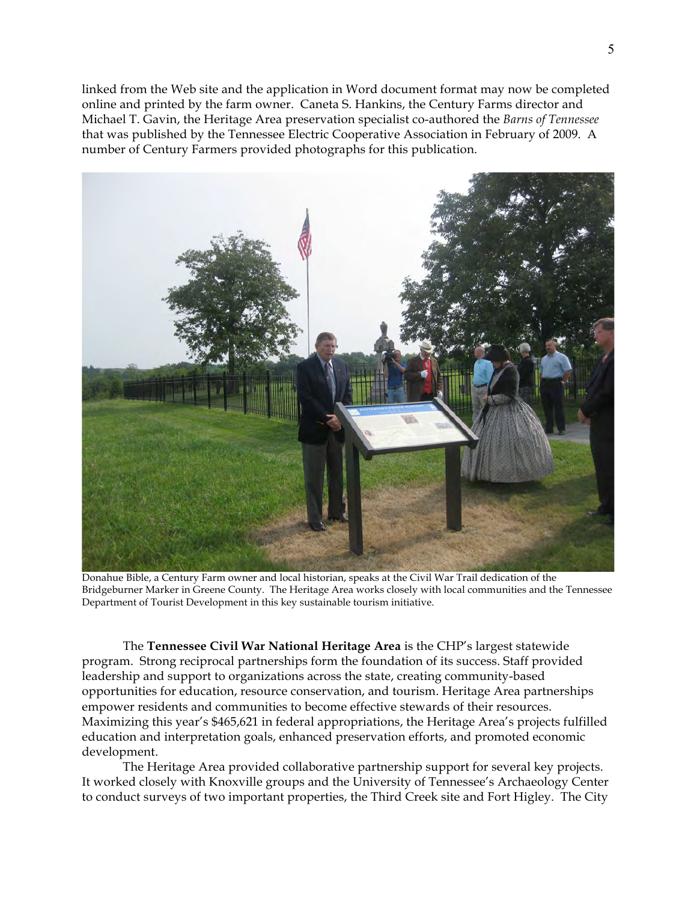linked from the Web site and the application in Word document format may now be completed online and printed by the farm owner. Caneta S. Hankins, the Century Farms director and Michael T. Gavin, the Heritage Area preservation specialist co-authored the *Barns of Tennessee* that was published by the Tennessee Electric Cooperative Association in February of 2009. A number of Century Farmers provided photographs for this publication.

Donahue Bible, a Century Farm owner and local historian, speaks at the Civil War Trail dedication of the Bridgeburner Marker in Greene County. The Heritage Area works closely with local communities and the Tennessee Department of Tourist Development in this key sustainable tourism initiative.

The **Tennessee Civil War National Heritage Area** is the CHP's largest statewide program. Strong reciprocal partnerships form the foundation of its success. Staff provided leadership and support to organizations across the state, creating community-based opportunities for education, resource conservation, and tourism. Heritage Area partnerships empower residents and communities to become effective stewards of their resources. Maximizing this year's $465,621 in federal appropriations, the Heritage Area's projects fulfilled education and interpretation goals, enhanced preservation efforts, and promoted economic development.

The Heritage Area provided collaborative partnership support for several key projects. It worked closely with Knoxville groups and the University of Tennessee's Archaeology Center to conduct surveys of two important properties, the Third Creek site and Fort Higley. The City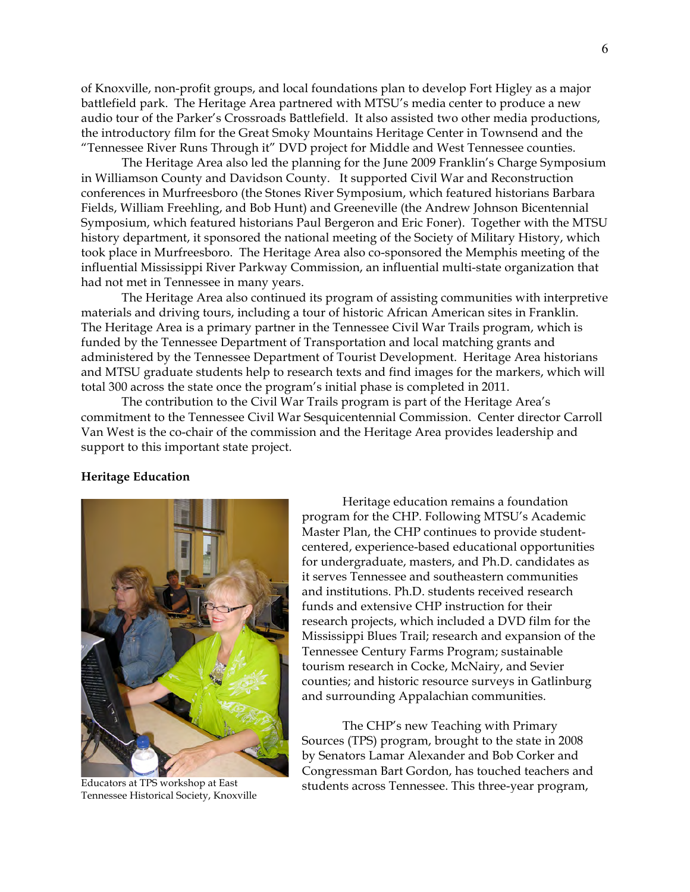of Knoxville, non-profit groups, and local foundations plan to develop Fort Higley as a major battlefield park. The Heritage Area partnered with MTSU's media center to produce a new audio tour of the Parker's Crossroads Battlefield. It also assisted two other media productions, the introductory film for the Great Smoky Mountains Heritage Center in Townsend and the "Tennessee River Runs Through it" DVD project for Middle and West Tennessee counties.

The Heritage Area also led the planning for the June 2009 Franklin's Charge Symposium in Williamson County and Davidson County. It supported Civil War and Reconstruction conferences in Murfreesboro (the Stones River Symposium, which featured historians Barbara Fields, William Freehling, and Bob Hunt) and Greeneville (the Andrew Johnson Bicentennial Symposium, which featured historians Paul Bergeron and Eric Foner). Together with the MTSU history department, it sponsored the national meeting of the Society of Military History, which took place in Murfreesboro. The Heritage Area also co-sponsored the Memphis meeting of the influential Mississippi River Parkway Commission, an influential multi-state organization that had not met in Tennessee in many years.

The Heritage Area also continued its program of assisting communities with interpretive materials and driving tours, including a tour of historic African American sites in Franklin. The Heritage Area is a primary partner in the Tennessee Civil War Trails program, which is funded by the Tennessee Department of Transportation and local matching grants and administered by the Tennessee Department of Tourist Development. Heritage Area historians and MTSU graduate students help to research texts and find images for the markers, which will total 300 across the state once the program's initial phase is completed in 2011.

The contribution to the Civil War Trails program is part of the Heritage Area's commitment to the Tennessee Civil War Sesquicentennial Commission. Center director Carroll Van West is the co-chair of the commission and the Heritage Area provides leadership and support to this important state project.

**Heritage Education**

Educators at TPS workshop at East Tennessee Historical Society, Knoxville

Heritage education remains a foundation program for the CHP. Following MTSU's Academic Master Plan, the CHP continues to provide student-centered, experience-based educational opportunities for undergraduate, masters, and Ph.D. candidates as it serves Tennessee and southeastern communities and institutions. Ph.D. students received research funds and extensive CHP instruction for their research projects, which included a DVD film for the Mississippi Blues Trail; research and expansion of the Tennessee Century Farms Program; sustainable tourism research in Cocke, McNairy, and Sevier counties; and historic resource surveys in Gatlinburg and surrounding Appalachian communities.

The CHP's new Teaching with Primary Sources (TPS) program, brought to the state in 2008 by Senators Lamar Alexander and Bob Corker and Congressman Bart Gordon, has touched teachers and students across Tennessee. This three-year program,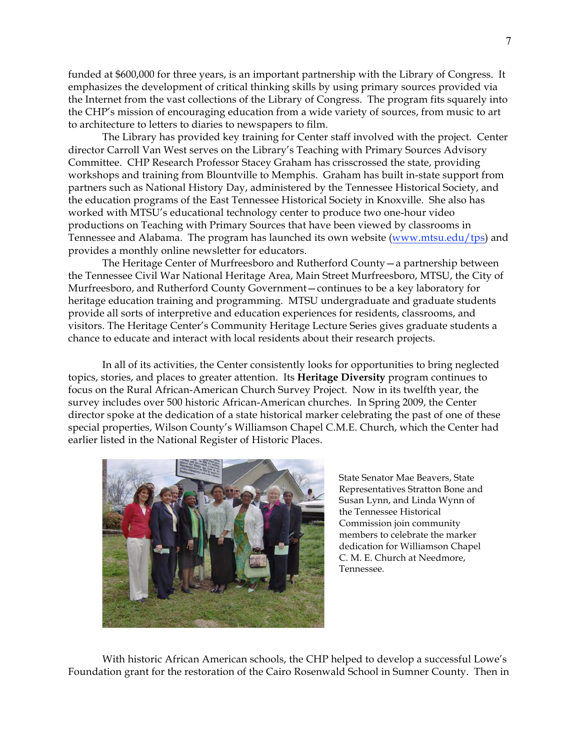funded at $600,000 for three years, is an important partnership with the Library of Congress. It emphasizes the development of critical thinking skills by using primary sources provided via the Internet from the vast collections of the Library of Congress. The program fits squarely into the CHP's mission of encouraging education from a wide variety of sources, from music to art to architecture to letters to diaries to newspapers to film.

The Library has provided key training for Center staff involved with the project. Center director Carroll Van West serves on the Library's Teaching with Primary Sources Advisory Committee. CHP Research Professor Stacey Graham has crisscrossed the state, providing workshops and training from Blountville to Memphis. Graham has built in-state support from partners such as National History Day, administered by the Tennessee Historical Society, and the education programs of the East Tennessee Historical Society in Knoxville. She also has worked with MTSU's educational technology center to produce two one-hour video productions on Teaching with Primary Sources that have been viewed by classrooms in Tennessee and Alabama. The program has launched its own website (www.mtsu.edu/tps) and provides a monthly online newsletter for educators.

The Heritage Center of Murfreesboro and Rutherford County—a partnership between the Tennessee Civil War National Heritage Area, Main Street Murfreesboro, MTSU, the City of Murfreesboro, and Rutherford County Government—continues to be a key laboratory for heritage education training and programming. MTSU undergraduate and graduate students provide all sorts of interpretive and education experiences for residents, classrooms, and visitors. The Heritage Center's Community Heritage Lecture Series gives graduate students a chance to educate and interact with local residents about their research projects.

In all of its activities, the Center consistently looks for opportunities to bring neglected topics, stories, and places to greater attention. Its **Heritage Diversity** program continues to focus on the Rural African-American Church Survey Project. Now in its twelfth year, the survey includes over 500 historic African-American churches. In Spring 2009, the Center director spoke at the dedication of a state historical marker celebrating the past of one of these special properties, Wilson County's Williamson Chapel C.M.E. Church, which the Center had earlier listed in the National Register of Historic Places.

State Senator Mae Beavers, State Representatives Stratton Bone and Susan Lynn, and Linda Wynn of the Tennessee Historical Commission join community members to celebrate the marker dedication for Williamson Chapel C. M. E. Church at Needmore, Tennessee.

With historic African American schools, the CHP helped to develop a successful Lowe's Foundation grant for the restoration of the Cairo Rosenwald School in Sumner County. Then in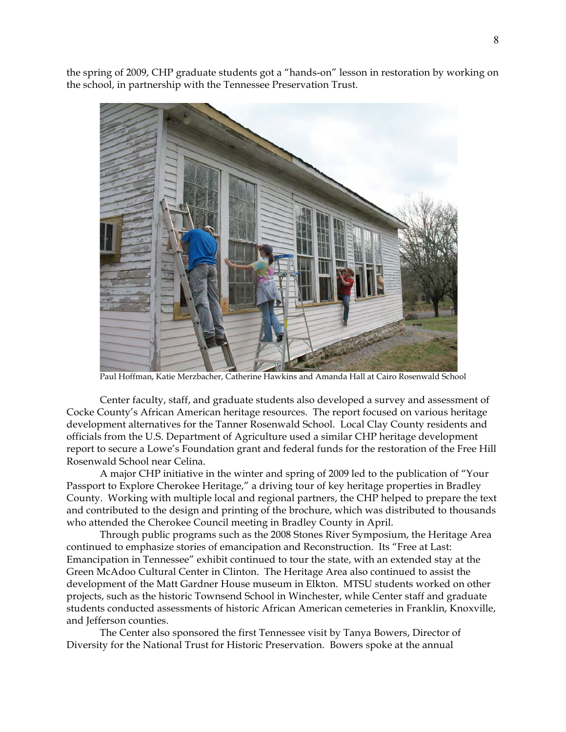the spring of 2009, CHP graduate students got a “hands-on” lesson in restoration by working on the school, in partnership with the Tennessee Preservation Trust.

Paul Hoffman, Katie Merzbacher, Catherine Hawkins and Amanda Hall at Cairo Rosenwald School

Center faculty, staff, and graduate students also developed a survey and assessment of Cocke County’s African American heritage resources. The report focused on various heritage development alternatives for the Tanner Rosenwald School. Local Clay County residents and officials from the U.S. Department of Agriculture used a similar CHP heritage development report to secure a Lowe’s Foundation grant and federal funds for the restoration of the Free Hill Rosenwald School near Celina.

A major CHP initiative in the winter and spring of 2009 led to the publication of “Your Passport to Explore Cherokee Heritage,” a driving tour of key heritage properties in Bradley County. Working with multiple local and regional partners, the CHP helped to prepare the text and contributed to the design and printing of the brochure, which was distributed to thousands who attended the Cherokee Council meeting in Bradley County in April.

Through public programs such as the 2008 Stones River Symposium, the Heritage Area continued to emphasize stories of emancipation and Reconstruction. Its “Free at Last: Emancipation in Tennessee” exhibit continued to tour the state, with an extended stay at the Green McAdoo Cultural Center in Clinton. The Heritage Area also continued to assist the development of the Matt Gardner House museum in Elkton. MTSU students worked on other projects, such as the historic Townsend School in Winchester, while Center staff and graduate students conducted assessments of historic African American cemeteries in Franklin, Knoxville, and Jefferson counties.

The Center also sponsored the first Tennessee visit by Tanya Bowers, Director of Diversity for the National Trust for Historic Preservation. Bowers spoke at the annual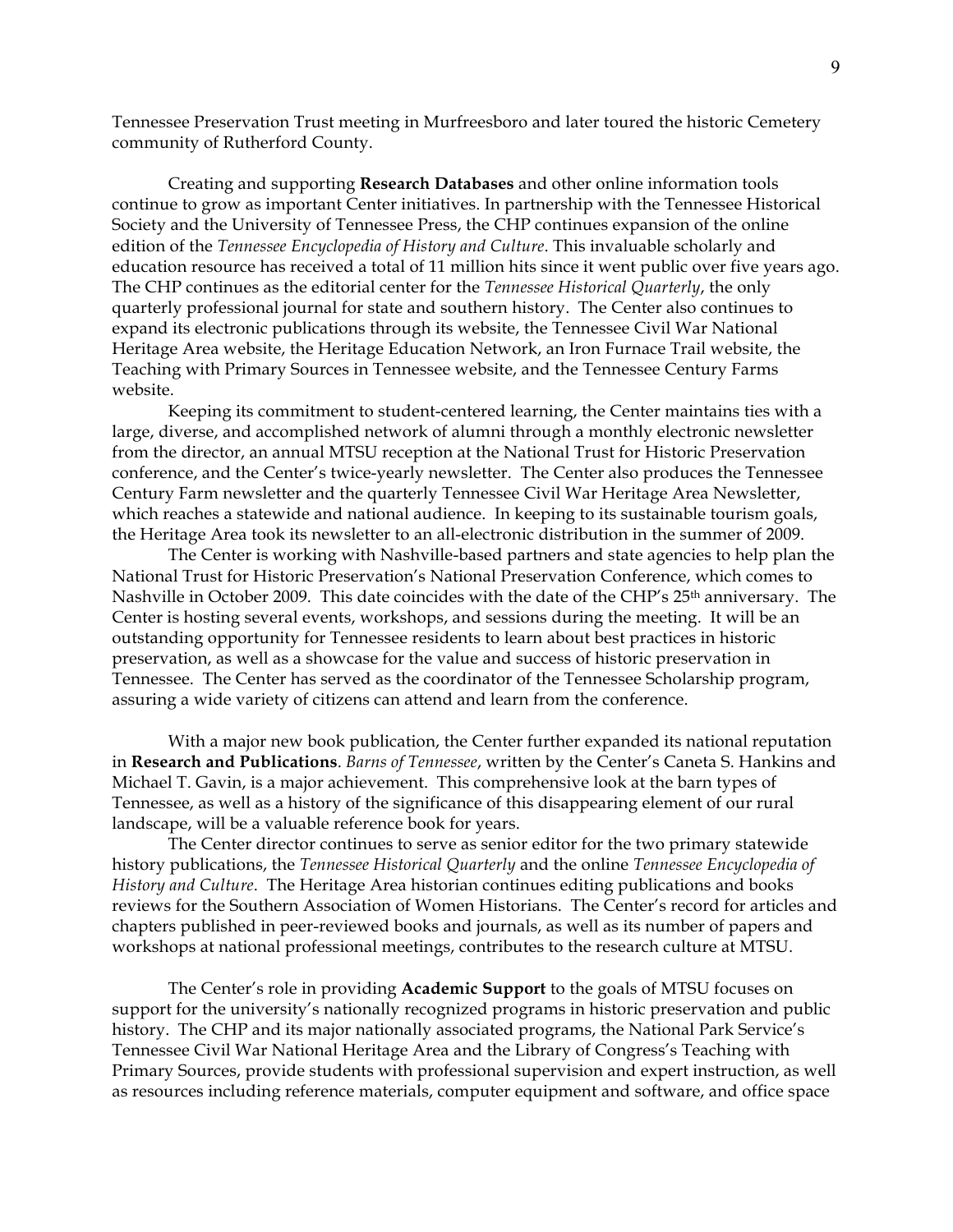Tennessee Preservation Trust meeting in Murfreesboro and later toured the historic Cemetery community of Rutherford County.

Creating and supporting **Research Databases** and other online information tools continue to grow as important Center initiatives. In partnership with the Tennessee Historical Society and the University of Tennessee Press, the CHP continues expansion of the online edition of the *Tennessee Encyclopedia of History and Culture*. This invaluable scholarly and education resource has received a total of 11 million hits since it went public over five years ago. The CHP continues as the editorial center for the *Tennessee Historical Quarterly*, the only quarterly professional journal for state and southern history. The Center also continues to expand its electronic publications through its website, the Tennessee Civil War National Heritage Area website, the Heritage Education Network, an Iron Furnace Trail website, the Teaching with Primary Sources in Tennessee website, and the Tennessee Century Farms website.

Keeping its commitment to student-centered learning, the Center maintains ties with a large, diverse, and accomplished network of alumni through a monthly electronic newsletter from the director, an annual MTSU reception at the National Trust for Historic Preservation conference, and the Center's twice-yearly newsletter. The Center also produces the Tennessee Century Farm newsletter and the quarterly Tennessee Civil War Heritage Area Newsletter, which reaches a statewide and national audience. In keeping to its sustainable tourism goals, the Heritage Area took its newsletter to an all-electronic distribution in the summer of 2009.

The Center is working with Nashville-based partners and state agencies to help plan the National Trust for Historic Preservation's National Preservation Conference, which comes to Nashville in October 2009. This date coincides with the date of the CHP's 25th anniversary. The Center is hosting several events, workshops, and sessions during the meeting. It will be an outstanding opportunity for Tennessee residents to learn about best practices in historic preservation, as well as a showcase for the value and success of historic preservation in Tennessee. The Center has served as the coordinator of the Tennessee Scholarship program, assuring a wide variety of citizens can attend and learn from the conference.

With a major new book publication, the Center further expanded its national reputation in **Research and Publications**. *Barns of Tennessee*, written by the Center's Caneta S. Hankins and Michael T. Gavin, is a major achievement. This comprehensive look at the barn types of Tennessee, as well as a history of the significance of this disappearing element of our rural landscape, will be a valuable reference book for years.

The Center director continues to serve as senior editor for the two primary statewide history publications, the *Tennessee Historical Quarterly* and the online *Tennessee Encyclopedia of History and Culture*. The Heritage Area historian continues editing publications and books reviews for the Southern Association of Women Historians. The Center's record for articles and chapters published in peer-reviewed books and journals, as well as its number of papers and workshops at national professional meetings, contributes to the research culture at MTSU.

The Center's role in providing **Academic Support** to the goals of MTSU focuses on support for the university's nationally recognized programs in historic preservation and public history. The CHP and its major nationally associated programs, the National Park Service's Tennessee Civil War National Heritage Area and the Library of Congress's Teaching with Primary Sources, provide students with professional supervision and expert instruction, as well as resources including reference materials, computer equipment and software, and office space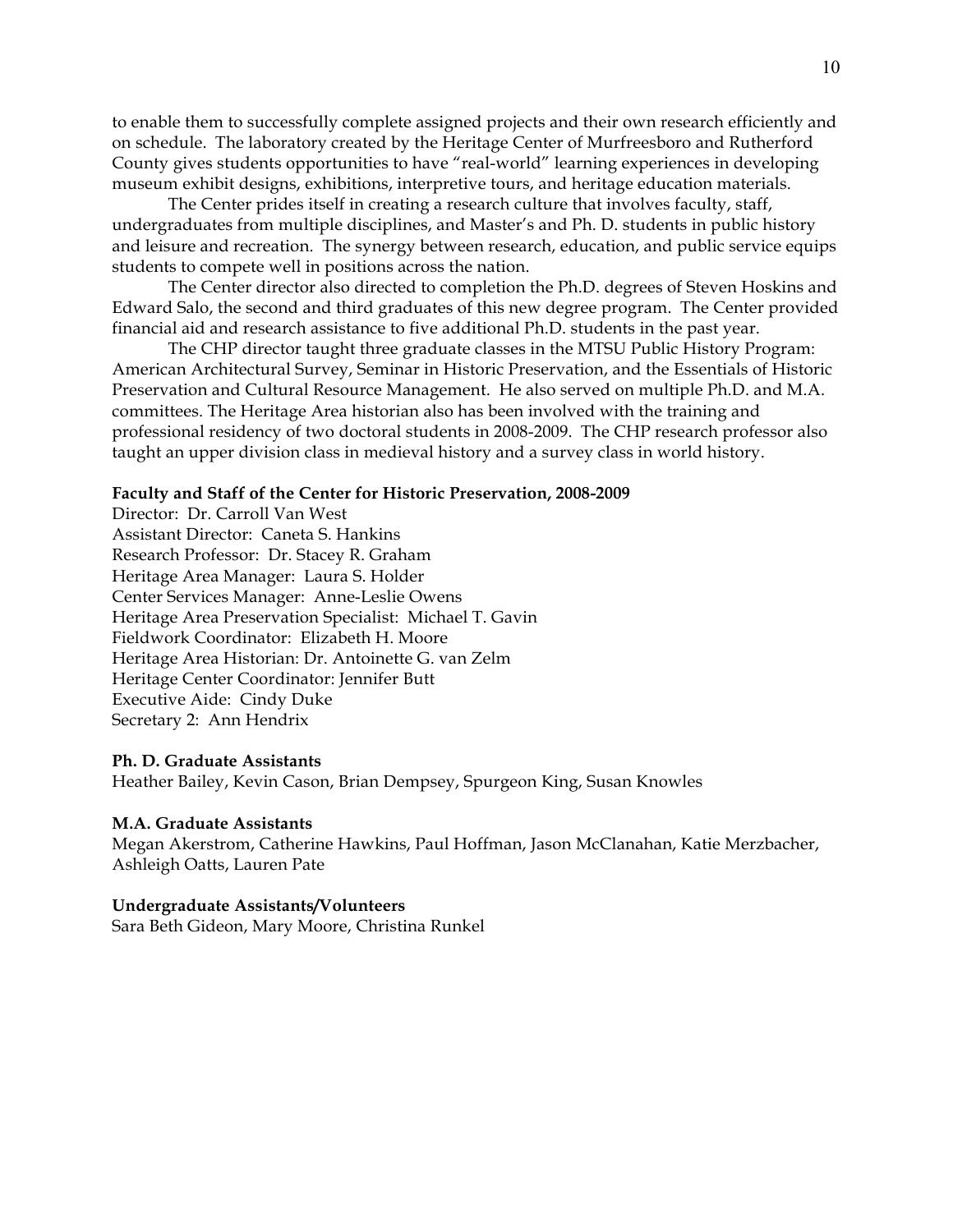to enable them to successfully complete assigned projects and their own research efficiently and on schedule. The laboratory created by the Heritage Center of Murfreesboro and Rutherford County gives students opportunities to have "real-world" learning experiences in developing museum exhibit designs, exhibitions, interpretive tours, and heritage education materials.

The Center prides itself in creating a research culture that involves faculty, staff, undergraduates from multiple disciplines, and Master's and Ph. D. students in public history and leisure and recreation. The synergy between research, education, and public service equips students to compete well in positions across the nation.

The Center director also directed to completion the Ph.D. degrees of Steven Hoskins and Edward Salo, the second and third graduates of this new degree program. The Center provided financial aid and research assistance to five additional Ph.D. students in the past year.

The CHP director taught three graduate classes in the MTSU Public History Program: American Architectural Survey, Seminar in Historic Preservation, and the Essentials of Historic Preservation and Cultural Resource Management. He also served on multiple Ph.D. and M.A. committees. The Heritage Area historian also has been involved with the training and professional residency of two doctoral students in 2008-2009. The CHP research professor also taught an upper division class in medieval history and a survey class in world history.

**Faculty and Staff of the Center for Historic Preservation, 2008-2009**

Director: Dr. Carroll Van West
Assistant Director: Caneta S. Hankins
Research Professor: Dr. Stacey R. Graham
Heritage Area Manager: Laura S. Holder
Center Services Manager: Anne-Leslie Owens
Heritage Area Preservation Specialist: Michael T. Gavin
Fieldwork Coordinator: Elizabeth H. Moore
Heritage Area Historian: Dr. Antoinette G. van Zelm
Heritage Center Coordinator: Jennifer Butt
Executive Aide: Cindy Duke
Secretary 2: Ann Hendrix

**Ph. D. Graduate Assistants**

Heather Bailey, Kevin Cason, Brian Dempsey, Spurgeon King, Susan Knowles

**M.A. Graduate Assistants**

Megan Akerstrom, Catherine Hawkins, Paul Hoffman, Jason McClanahan, Katie Merzbacher, Ashleigh Oatts, Lauren Pate

**Undergraduate Assistants/Volunteers**

Sara Beth Gideon, Mary Moore, Christina Runkel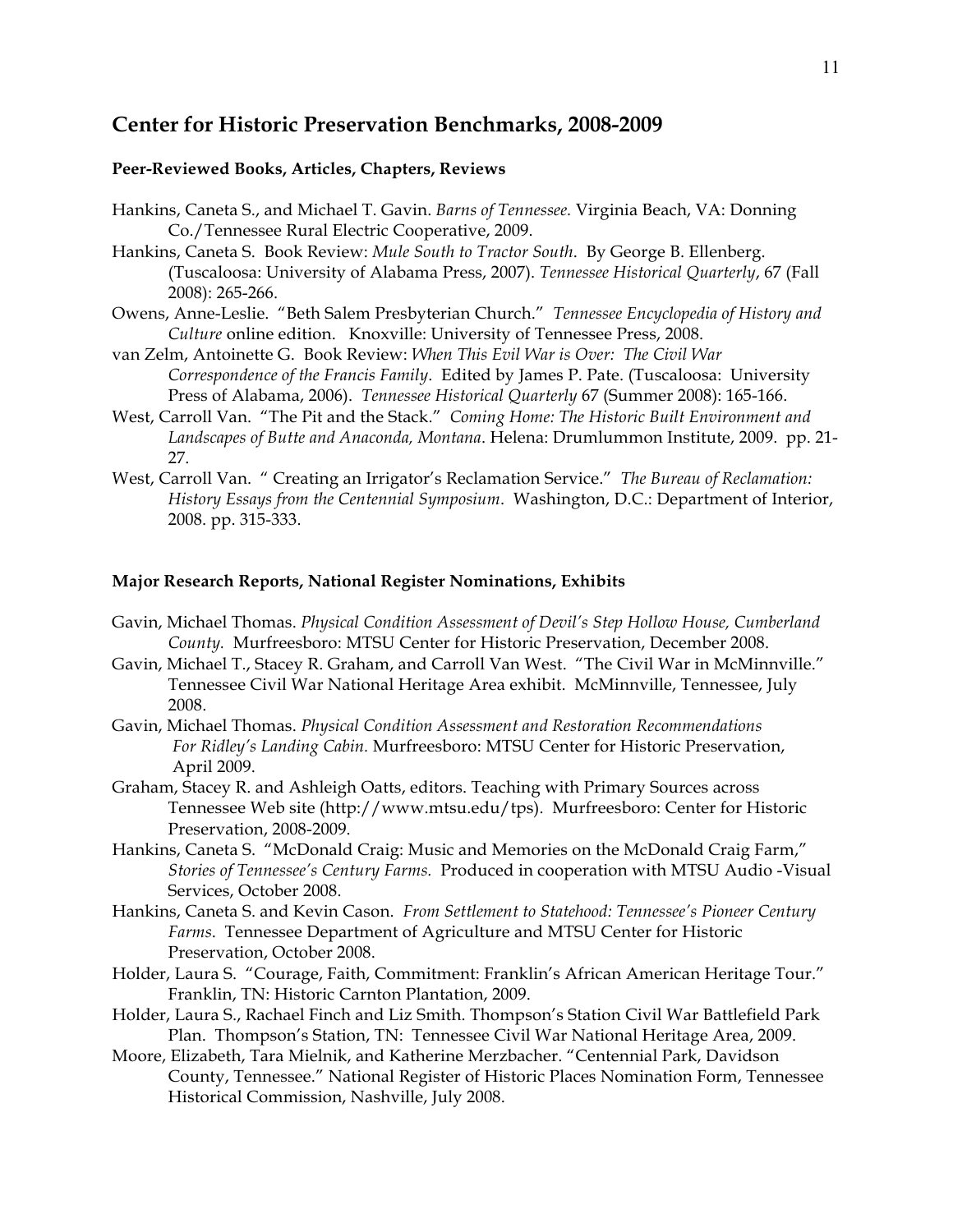## Center for Historic Preservation Benchmarks, 2008-2009

### Peer-Reviewed Books, Articles, Chapters, Reviews

Hankins, Caneta S., and Michael T. Gavin. *Barns of Tennessee.* Virginia Beach, VA: Donning Co./Tennessee Rural Electric Cooperative, 2009.

Hankins, Caneta S. Book Review: *Mule South to Tractor South*. By George B. Ellenberg. (Tuscaloosa: University of Alabama Press, 2007). *Tennessee Historical Quarterly*, 67 (Fall 2008): 265-266.

Owens, Anne-Leslie. "Beth Salem Presbyterian Church." *Tennessee Encyclopedia of History and Culture* online edition. Knoxville: University of Tennessee Press, 2008.

van Zelm, Antoinette G. Book Review: *When This Evil War is Over: The Civil War Correspondence of the Francis Family*. Edited by James P. Pate. (Tuscaloosa: University Press of Alabama, 2006). *Tennessee Historical Quarterly* 67 (Summer 2008): 165-166.

West, Carroll Van. "The Pit and the Stack." *Coming Home: The Historic Built Environment and Landscapes of Butte and Anaconda, Montana*. Helena: Drumlummon Institute, 2009. pp. 21-27.

West, Carroll Van. " Creating an Irrigator's Reclamation Service." *The Bureau of Reclamation: History Essays from the Centennial Symposium*. Washington, D.C.: Department of Interior, 2008. pp. 315-333.

### Major Research Reports, National Register Nominations, Exhibits

Gavin, Michael Thomas. *Physical Condition Assessment of Devil's Step Hollow House, Cumberland County.* Murfreesboro: MTSU Center for Historic Preservation, December 2008.

Gavin, Michael T., Stacey R. Graham, and Carroll Van West. "The Civil War in McMinnville." Tennessee Civil War National Heritage Area exhibit. McMinnville, Tennessee, July 2008.

Gavin, Michael Thomas. *Physical Condition Assessment and Restoration Recommendations For Ridley's Landing Cabin.* Murfreesboro: MTSU Center for Historic Preservation, April 2009.

Graham, Stacey R. and Ashleigh Oatts, editors. Teaching with Primary Sources across Tennessee Web site (http://www.mtsu.edu/tps). Murfreesboro: Center for Historic Preservation, 2008-2009.

Hankins, Caneta S. "McDonald Craig: Music and Memories on the McDonald Craig Farm," *Stories of Tennessee's Century Farms.* Produced in cooperation with MTSU Audio -Visual Services, October 2008.

Hankins, Caneta S. and Kevin Cason. *From Settlement to Statehood: Tennessee's Pioneer Century Farms*. Tennessee Department of Agriculture and MTSU Center for Historic Preservation, October 2008.

Holder, Laura S. "Courage, Faith, Commitment: Franklin's African American Heritage Tour." Franklin, TN: Historic Carnton Plantation, 2009.

Holder, Laura S., Rachael Finch and Liz Smith. Thompson's Station Civil War Battlefield Park Plan. Thompson's Station, TN: Tennessee Civil War National Heritage Area, 2009.

Moore, Elizabeth, Tara Mielnik, and Katherine Merzbacher. "Centennial Park, Davidson County, Tennessee." National Register of Historic Places Nomination Form, Tennessee Historical Commission, Nashville, July 2008.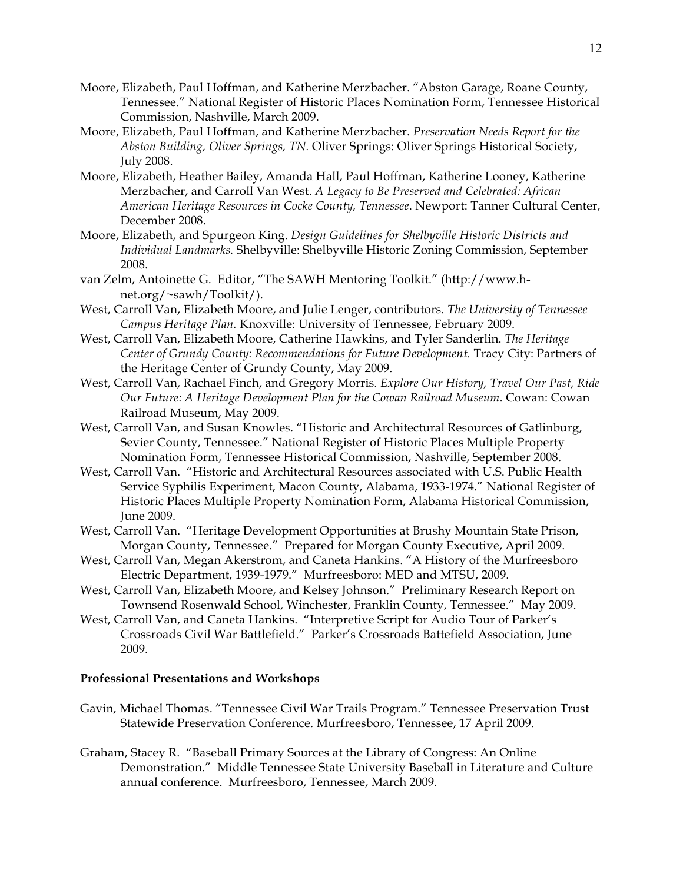Moore, Elizabeth, Paul Hoffman, and Katherine Merzbacher. "Abston Garage, Roane County, Tennessee." National Register of Historic Places Nomination Form, Tennessee Historical Commission, Nashville, March 2009.

Moore, Elizabeth, Paul Hoffman, and Katherine Merzbacher. *Preservation Needs Report for the Abston Building, Oliver Springs, TN.* Oliver Springs: Oliver Springs Historical Society, July 2008.

Moore, Elizabeth, Heather Bailey, Amanda Hall, Paul Hoffman, Katherine Looney, Katherine Merzbacher, and Carroll Van West. *A Legacy to Be Preserved and Celebrated: African American Heritage Resources in Cocke County, Tennessee*. Newport: Tanner Cultural Center, December 2008.

Moore, Elizabeth, and Spurgeon King. *Design Guidelines for Shelbyville Historic Districts and Individual Landmarks.* Shelbyville: Shelbyville Historic Zoning Commission, September 2008.

van Zelm, Antoinette G. Editor, "The SAWH Mentoring Toolkit." (http://www.h-net.org/~sawh/Toolkit/).

West, Carroll Van, Elizabeth Moore, and Julie Lenger, contributors. *The University of Tennessee Campus Heritage Plan.* Knoxville: University of Tennessee, February 2009.

West, Carroll Van, Elizabeth Moore, Catherine Hawkins, and Tyler Sanderlin. *The Heritage Center of Grundy County: Recommendations for Future Development.* Tracy City: Partners of the Heritage Center of Grundy County, May 2009.

West, Carroll Van, Rachael Finch, and Gregory Morris. *Explore Our History, Travel Our Past, Ride Our Future: A Heritage Development Plan for the Cowan Railroad Museum*. Cowan: Cowan Railroad Museum, May 2009.

West, Carroll Van, and Susan Knowles. "Historic and Architectural Resources of Gatlinburg, Sevier County, Tennessee." National Register of Historic Places Multiple Property Nomination Form, Tennessee Historical Commission, Nashville, September 2008.

West, Carroll Van. "Historic and Architectural Resources associated with U.S. Public Health Service Syphilis Experiment, Macon County, Alabama, 1933-1974." National Register of Historic Places Multiple Property Nomination Form, Alabama Historical Commission, June 2009.

West, Carroll Van. "Heritage Development Opportunities at Brushy Mountain State Prison, Morgan County, Tennessee." Prepared for Morgan County Executive, April 2009.

West, Carroll Van, Megan Akerstrom, and Caneta Hankins. "A History of the Murfreesboro Electric Department, 1939-1979." Murfreesboro: MED and MTSU, 2009.

West, Carroll Van, Elizabeth Moore, and Kelsey Johnson." Preliminary Research Report on Townsend Rosenwald School, Winchester, Franklin County, Tennessee." May 2009.

West, Carroll Van, and Caneta Hankins. "Interpretive Script for Audio Tour of Parker's Crossroads Civil War Battlefield." Parker's Crossroads Battefield Association, June 2009.

**Professional Presentations and Workshops**

Gavin, Michael Thomas. "Tennessee Civil War Trails Program." Tennessee Preservation Trust Statewide Preservation Conference. Murfreesboro, Tennessee, 17 April 2009.

Graham, Stacey R. "Baseball Primary Sources at the Library of Congress: An Online Demonstration." Middle Tennessee State University Baseball in Literature and Culture annual conference. Murfreesboro, Tennessee, March 2009.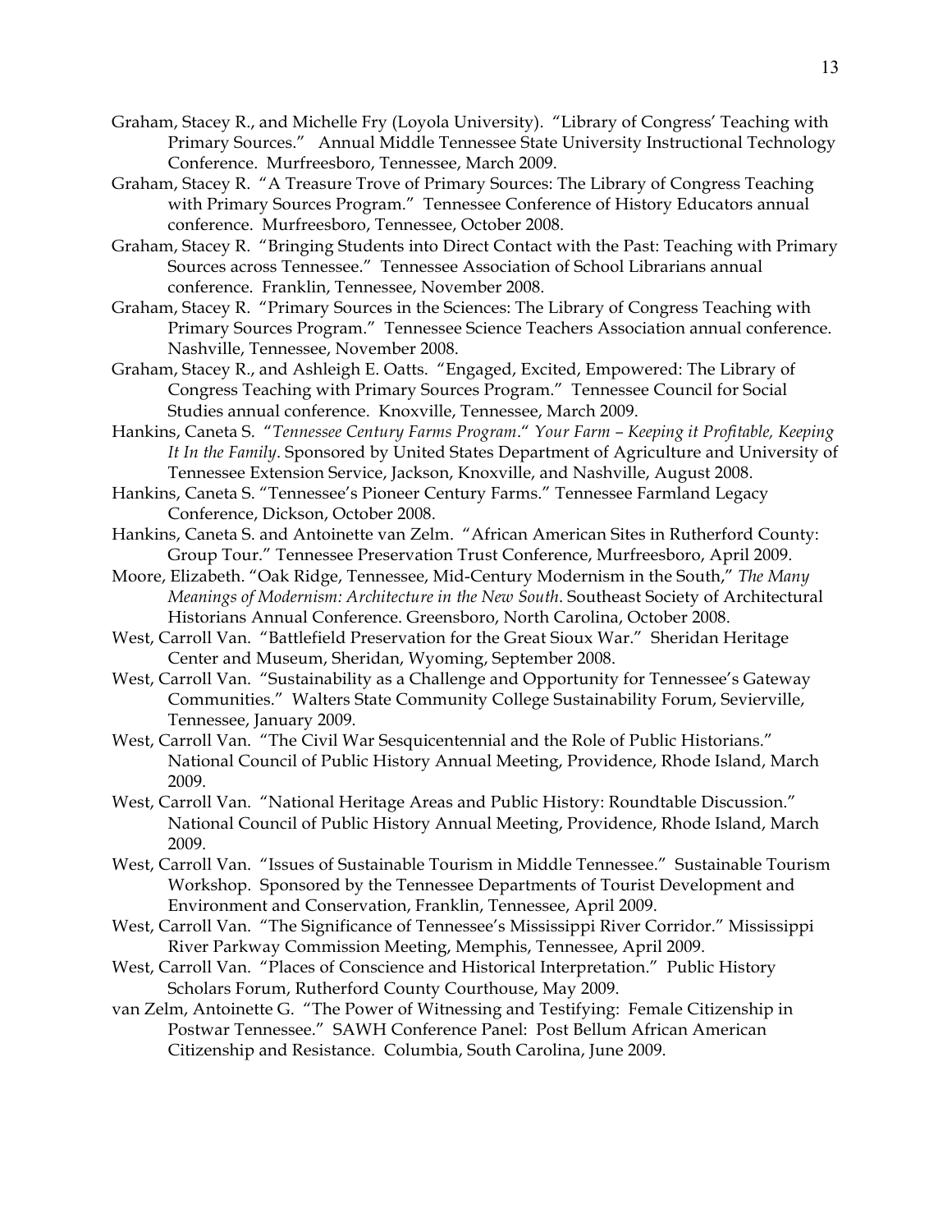Graham, Stacey R., and Michelle Fry (Loyola University). "Library of Congress' Teaching with Primary Sources." Annual Middle Tennessee State University Instructional Technology Conference. Murfreesboro, Tennessee, March 2009.

Graham, Stacey R. "A Treasure Trove of Primary Sources: The Library of Congress Teaching with Primary Sources Program." Tennessee Conference of History Educators annual conference. Murfreesboro, Tennessee, October 2008.

Graham, Stacey R. "Bringing Students into Direct Contact with the Past: Teaching with Primary Sources across Tennessee." Tennessee Association of School Librarians annual conference. Franklin, Tennessee, November 2008.

Graham, Stacey R. "Primary Sources in the Sciences: The Library of Congress Teaching with Primary Sources Program." Tennessee Science Teachers Association annual conference. Nashville, Tennessee, November 2008.

Graham, Stacey R., and Ashleigh E. Oatts. "Engaged, Excited, Empowered: The Library of Congress Teaching with Primary Sources Program." Tennessee Council for Social Studies annual conference. Knoxville, Tennessee, March 2009.

Hankins, Caneta S. "*Tennessee Century Farms Program*." *Your Farm – Keeping it Profitable, Keeping It In the Family*. Sponsored by United States Department of Agriculture and University of Tennessee Extension Service, Jackson, Knoxville, and Nashville, August 2008.

Hankins, Caneta S. "Tennessee's Pioneer Century Farms." Tennessee Farmland Legacy Conference, Dickson, October 2008.

Hankins, Caneta S. and Antoinette van Zelm. "African American Sites in Rutherford County: Group Tour." Tennessee Preservation Trust Conference, Murfreesboro, April 2009.

Moore, Elizabeth. "Oak Ridge, Tennessee, Mid-Century Modernism in the South," *The Many Meanings of Modernism: Architecture in the New South*. Southeast Society of Architectural Historians Annual Conference. Greensboro, North Carolina, October 2008.

West, Carroll Van. "Battlefield Preservation for the Great Sioux War." Sheridan Heritage Center and Museum, Sheridan, Wyoming, September 2008.

West, Carroll Van. "Sustainability as a Challenge and Opportunity for Tennessee's Gateway Communities." Walters State Community College Sustainability Forum, Sevierville, Tennessee, January 2009.

West, Carroll Van. "The Civil War Sesquicentennial and the Role of Public Historians." National Council of Public History Annual Meeting, Providence, Rhode Island, March 2009.

West, Carroll Van. "National Heritage Areas and Public History: Roundtable Discussion." National Council of Public History Annual Meeting, Providence, Rhode Island, March 2009.

West, Carroll Van. "Issues of Sustainable Tourism in Middle Tennessee." Sustainable Tourism Workshop. Sponsored by the Tennessee Departments of Tourist Development and Environment and Conservation, Franklin, Tennessee, April 2009.

West, Carroll Van. "The Significance of Tennessee's Mississippi River Corridor." Mississippi River Parkway Commission Meeting, Memphis, Tennessee, April 2009.

West, Carroll Van. "Places of Conscience and Historical Interpretation." Public History Scholars Forum, Rutherford County Courthouse, May 2009.

van Zelm, Antoinette G. "The Power of Witnessing and Testifying: Female Citizenship in Postwar Tennessee." SAWH Conference Panel: Post Bellum African American Citizenship and Resistance. Columbia, South Carolina, June 2009.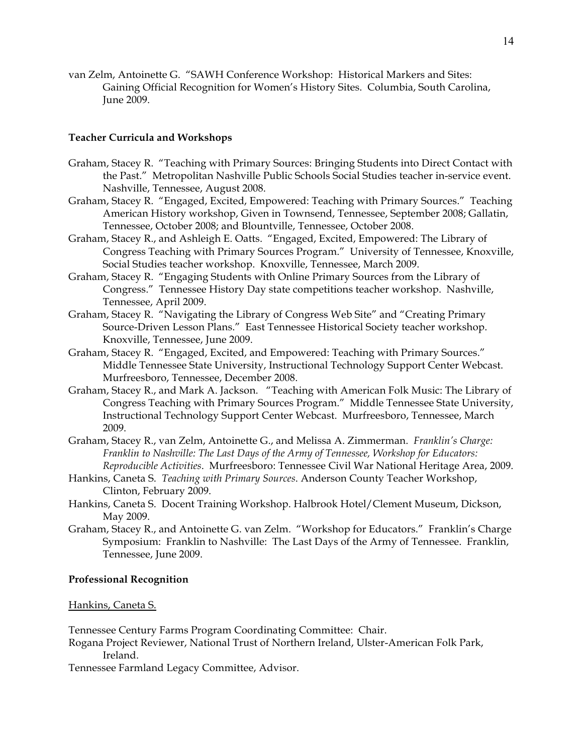van Zelm, Antoinette G. "SAWH Conference Workshop: Historical Markers and Sites: Gaining Official Recognition for Women's History Sites. Columbia, South Carolina, June 2009.

**Teacher Curricula and Workshops**

Graham, Stacey R. "Teaching with Primary Sources: Bringing Students into Direct Contact with the Past." Metropolitan Nashville Public Schools Social Studies teacher in-service event. Nashville, Tennessee, August 2008.

Graham, Stacey R. "Engaged, Excited, Empowered: Teaching with Primary Sources." Teaching American History workshop, Given in Townsend, Tennessee, September 2008; Gallatin, Tennessee, October 2008; and Blountville, Tennessee, October 2008.

Graham, Stacey R., and Ashleigh E. Oatts. "Engaged, Excited, Empowered: The Library of Congress Teaching with Primary Sources Program." University of Tennessee, Knoxville, Social Studies teacher workshop. Knoxville, Tennessee, March 2009.

Graham, Stacey R. "Engaging Students with Online Primary Sources from the Library of Congress." Tennessee History Day state competitions teacher workshop. Nashville, Tennessee, April 2009.

Graham, Stacey R. "Navigating the Library of Congress Web Site" and "Creating Primary Source-Driven Lesson Plans." East Tennessee Historical Society teacher workshop. Knoxville, Tennessee, June 2009.

Graham, Stacey R. "Engaged, Excited, and Empowered: Teaching with Primary Sources." Middle Tennessee State University, Instructional Technology Support Center Webcast. Murfreesboro, Tennessee, December 2008.

Graham, Stacey R., and Mark A. Jackson. "Teaching with American Folk Music: The Library of Congress Teaching with Primary Sources Program." Middle Tennessee State University, Instructional Technology Support Center Webcast. Murfreesboro, Tennessee, March 2009.

Graham, Stacey R., van Zelm, Antoinette G., and Melissa A. Zimmerman. *Franklin's Charge: Franklin to Nashville: The Last Days of the Army of Tennessee, Workshop for Educators: Reproducible Activities*. Murfreesboro: Tennessee Civil War National Heritage Area, 2009.

Hankins, Caneta S. *Teaching with Primary Sources*. Anderson County Teacher Workshop, Clinton, February 2009.

Hankins, Caneta S. Docent Training Workshop. Halbrook Hotel/Clement Museum, Dickson, May 2009.

Graham, Stacey R., and Antoinette G. van Zelm. "Workshop for Educators." Franklin's Charge Symposium: Franklin to Nashville: The Last Days of the Army of Tennessee. Franklin, Tennessee, June 2009.

**Professional Recognition**

<u>Hankins, Caneta S.</u>

Tennessee Century Farms Program Coordinating Committee: Chair.

Rogana Project Reviewer, National Trust of Northern Ireland, Ulster-American Folk Park, Ireland.

Tennessee Farmland Legacy Committee, Advisor.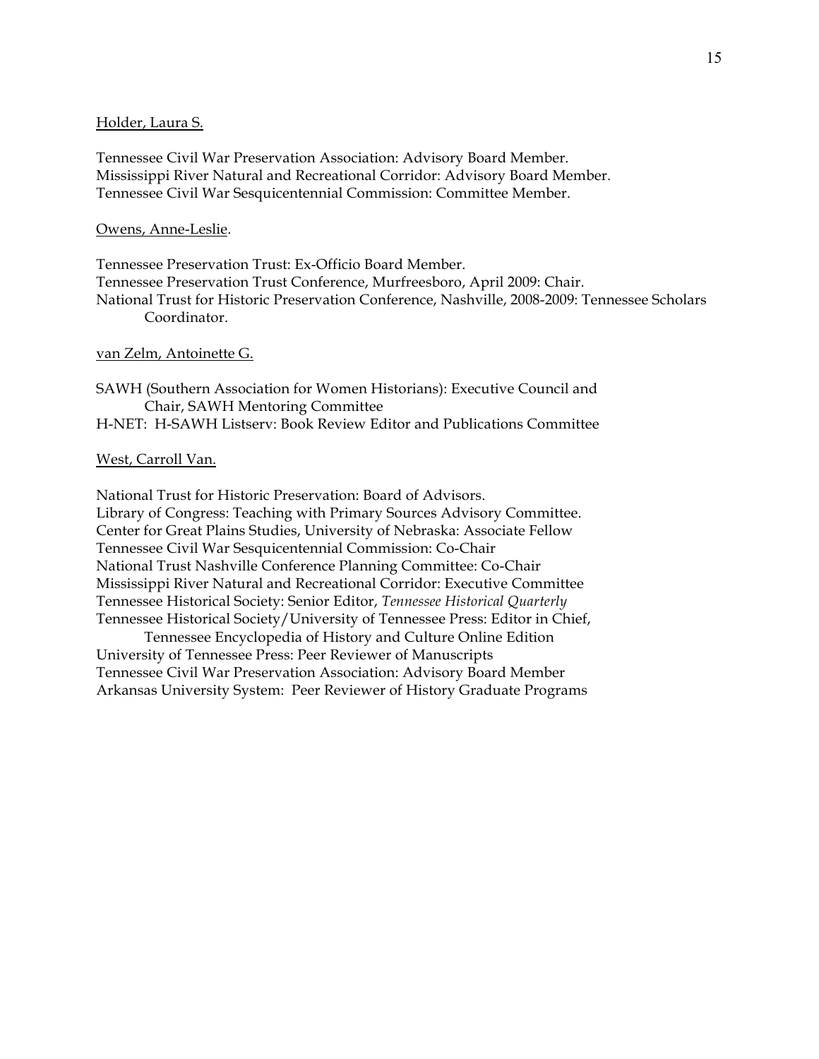<u>Holder, Laura S.</u>

Tennessee Civil War Preservation Association: Advisory Board Member.
Mississippi River Natural and Recreational Corridor: Advisory Board Member.
Tennessee Civil War Sesquicentennial Commission: Committee Member.

<u>Owens, Anne-Leslie</u>.

Tennessee Preservation Trust: Ex-Officio Board Member.
Tennessee Preservation Trust Conference, Murfreesboro, April 2009: Chair.
National Trust for Historic Preservation Conference, Nashville, 2008-2009: Tennessee Scholars Coordinator.

<u>van Zelm, Antoinette G.</u>

SAWH (Southern Association for Women Historians): Executive Council and Chair, SAWH Mentoring Committee
H-NET: H-SAWH Listserv: Book Review Editor and Publications Committee

<u>West, Carroll Van.</u>

National Trust for Historic Preservation: Board of Advisors.
Library of Congress: Teaching with Primary Sources Advisory Committee.
Center for Great Plains Studies, University of Nebraska: Associate Fellow
Tennessee Civil War Sesquicentennial Commission: Co-Chair
National Trust Nashville Conference Planning Committee: Co-Chair
Mississippi River Natural and Recreational Corridor: Executive Committee
Tennessee Historical Society: Senior Editor, *Tennessee Historical Quarterly*
Tennessee Historical Society/University of Tennessee Press: Editor in Chief, Tennessee Encyclopedia of History and Culture Online Edition
University of Tennessee Press: Peer Reviewer of Manuscripts
Tennessee Civil War Preservation Association: Advisory Board Member
Arkansas University System: Peer Reviewer of History Graduate Programs